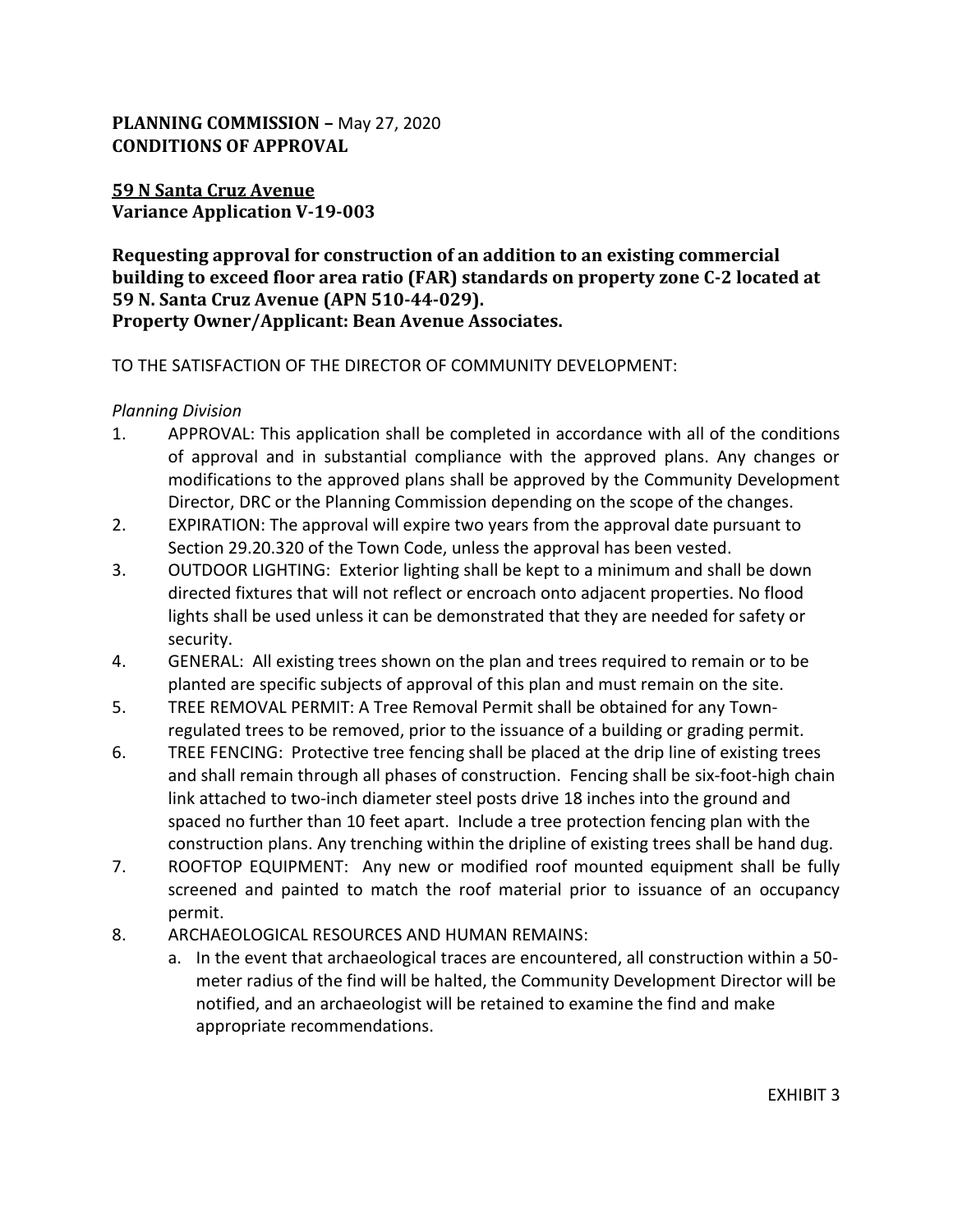**PLANNING COMMISSION –** May 27, 2020
**CONDITIONS OF APPROVAL**

**<u>59 N Santa Cruz Avenue</u>**
**Variance Application V-19-003**

**Requesting approval for construction of an addition to an existing commercial building to exceed floor area ratio (FAR) standards on property zone C-2 located at 59 N. Santa Cruz Avenue (APN 510-44-029).**
**Property Owner/Applicant: Bean Avenue Associates.**

TO THE SATISFACTION OF THE DIRECTOR OF COMMUNITY DEVELOPMENT:

*Planning Division*

1. APPROVAL: This application shall be completed in accordance with all of the conditions of approval and in substantial compliance with the approved plans. Any changes or modifications to the approved plans shall be approved by the Community Development Director, DRC or the Planning Commission depending on the scope of the changes.
2. EXPIRATION: The approval will expire two years from the approval date pursuant to Section 29.20.320 of the Town Code, unless the approval has been vested.
3. OUTDOOR LIGHTING: Exterior lighting shall be kept to a minimum and shall be down directed fixtures that will not reflect or encroach onto adjacent properties. No flood lights shall be used unless it can be demonstrated that they are needed for safety or security.
4. GENERAL: All existing trees shown on the plan and trees required to remain or to be planted are specific subjects of approval of this plan and must remain on the site.
5. TREE REMOVAL PERMIT: A Tree Removal Permit shall be obtained for any Town-regulated trees to be removed, prior to the issuance of a building or grading permit.
6. TREE FENCING: Protective tree fencing shall be placed at the drip line of existing trees and shall remain through all phases of construction. Fencing shall be six-foot-high chain link attached to two-inch diameter steel posts drive 18 inches into the ground and spaced no further than 10 feet apart. Include a tree protection fencing plan with the construction plans. Any trenching within the dripline of existing trees shall be hand dug.
7. ROOFTOP EQUIPMENT: Any new or modified roof mounted equipment shall be fully screened and painted to match the roof material prior to issuance of an occupancy permit.
8. ARCHAEOLOGICAL RESOURCES AND HUMAN REMAINS:
   a. In the event that archaeological traces are encountered, all construction within a 50-meter radius of the find will be halted, the Community Development Director will be notified, and an archaeologist will be retained to examine the find and make appropriate recommendations.

EXHIBIT 3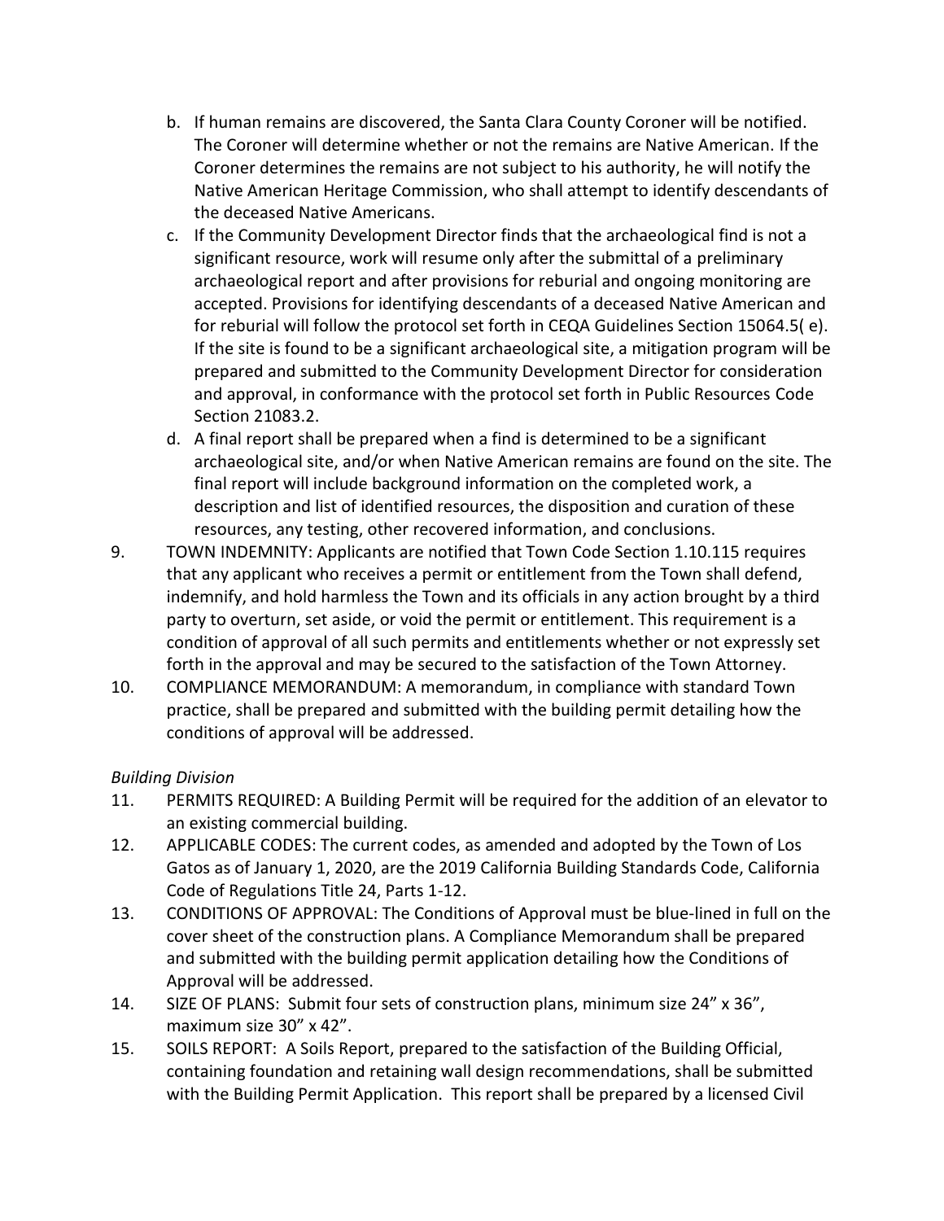b. If human remains are discovered, the Santa Clara County Coroner will be notified. The Coroner will determine whether or not the remains are Native American. If the Coroner determines the remains are not subject to his authority, he will notify the Native American Heritage Commission, who shall attempt to identify descendants of the deceased Native Americans.
c. If the Community Development Director finds that the archaeological find is not a significant resource, work will resume only after the submittal of a preliminary archaeological report and after provisions for reburial and ongoing monitoring are accepted. Provisions for identifying descendants of a deceased Native American and for reburial will follow the protocol set forth in CEQA Guidelines Section 15064.5( e). If the site is found to be a significant archaeological site, a mitigation program will be prepared and submitted to the Community Development Director for consideration and approval, in conformance with the protocol set forth in Public Resources Code Section 21083.2.
d. A final report shall be prepared when a find is determined to be a significant archaeological site, and/or when Native American remains are found on the site. The final report will include background information on the completed work, a description and list of identified resources, the disposition and curation of these resources, any testing, other recovered information, and conclusions.

9. TOWN INDEMNITY: Applicants are notified that Town Code Section 1.10.115 requires that any applicant who receives a permit or entitlement from the Town shall defend, indemnify, and hold harmless the Town and its officials in any action brought by a third party to overturn, set aside, or void the permit or entitlement. This requirement is a condition of approval of all such permits and entitlements whether or not expressly set forth in the approval and may be secured to the satisfaction of the Town Attorney.
10. COMPLIANCE MEMORANDUM: A memorandum, in compliance with standard Town practice, shall be prepared and submitted with the building permit detailing how the conditions of approval will be addressed.

*Building Division*

11. PERMITS REQUIRED: A Building Permit will be required for the addition of an elevator to an existing commercial building.
12. APPLICABLE CODES: The current codes, as amended and adopted by the Town of Los Gatos as of January 1, 2020, are the 2019 California Building Standards Code, California Code of Regulations Title 24, Parts 1-12.
13. CONDITIONS OF APPROVAL: The Conditions of Approval must be blue-lined in full on the cover sheet of the construction plans. A Compliance Memorandum shall be prepared and submitted with the building permit application detailing how the Conditions of Approval will be addressed.
14. SIZE OF PLANS: Submit four sets of construction plans, minimum size 24" x 36", maximum size 30" x 42".
15. SOILS REPORT: A Soils Report, prepared to the satisfaction of the Building Official, containing foundation and retaining wall design recommendations, shall be submitted with the Building Permit Application. This report shall be prepared by a licensed Civil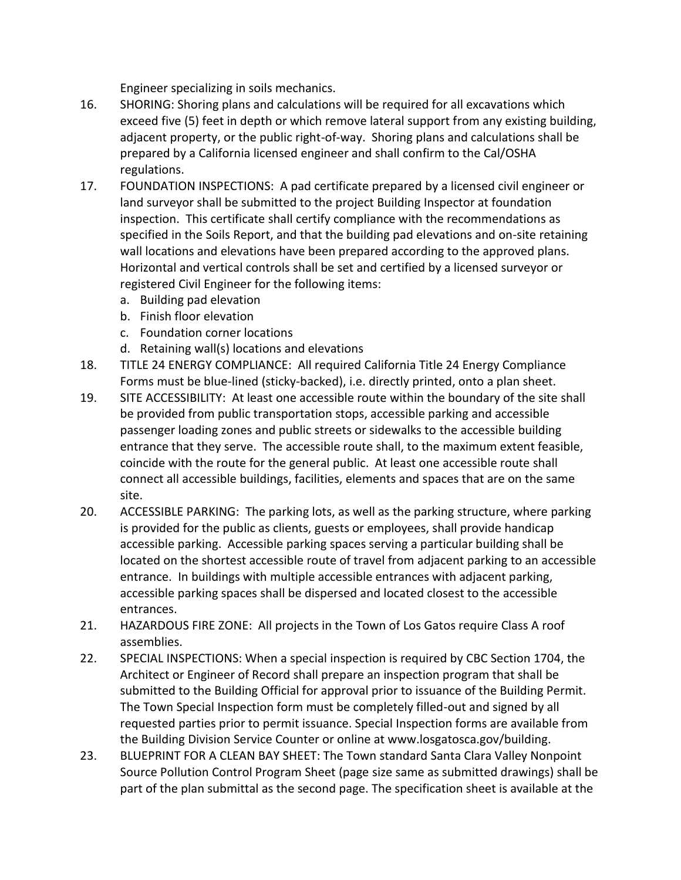Engineer specializing in soils mechanics.

16. SHORING: Shoring plans and calculations will be required for all excavations which exceed five (5) feet in depth or which remove lateral support from any existing building, adjacent property, or the public right-of-way. Shoring plans and calculations shall be prepared by a California licensed engineer and shall confirm to the Cal/OSHA regulations.
17. FOUNDATION INSPECTIONS: A pad certificate prepared by a licensed civil engineer or land surveyor shall be submitted to the project Building Inspector at foundation inspection. This certificate shall certify compliance with the recommendations as specified in the Soils Report, and that the building pad elevations and on-site retaining wall locations and elevations have been prepared according to the approved plans. Horizontal and vertical controls shall be set and certified by a licensed surveyor or registered Civil Engineer for the following items:
    a. Building pad elevation
    b. Finish floor elevation
    c. Foundation corner locations
    d. Retaining wall(s) locations and elevations
18. TITLE 24 ENERGY COMPLIANCE: All required California Title 24 Energy Compliance Forms must be blue-lined (sticky-backed), i.e. directly printed, onto a plan sheet.
19. SITE ACCESSIBILITY: At least one accessible route within the boundary of the site shall be provided from public transportation stops, accessible parking and accessible passenger loading zones and public streets or sidewalks to the accessible building entrance that they serve. The accessible route shall, to the maximum extent feasible, coincide with the route for the general public. At least one accessible route shall connect all accessible buildings, facilities, elements and spaces that are on the same site.
20. ACCESSIBLE PARKING: The parking lots, as well as the parking structure, where parking is provided for the public as clients, guests or employees, shall provide handicap accessible parking. Accessible parking spaces serving a particular building shall be located on the shortest accessible route of travel from adjacent parking to an accessible entrance. In buildings with multiple accessible entrances with adjacent parking, accessible parking spaces shall be dispersed and located closest to the accessible entrances.
21. HAZARDOUS FIRE ZONE: All projects in the Town of Los Gatos require Class A roof assemblies.
22. SPECIAL INSPECTIONS: When a special inspection is required by CBC Section 1704, the Architect or Engineer of Record shall prepare an inspection program that shall be submitted to the Building Official for approval prior to issuance of the Building Permit. The Town Special Inspection form must be completely filled-out and signed by all requested parties prior to permit issuance. Special Inspection forms are available from the Building Division Service Counter or online at www.losgatosca.gov/building.
23. BLUEPRINT FOR A CLEAN BAY SHEET: The Town standard Santa Clara Valley Nonpoint Source Pollution Control Program Sheet (page size same as submitted drawings) shall be part of the plan submittal as the second page. The specification sheet is available at the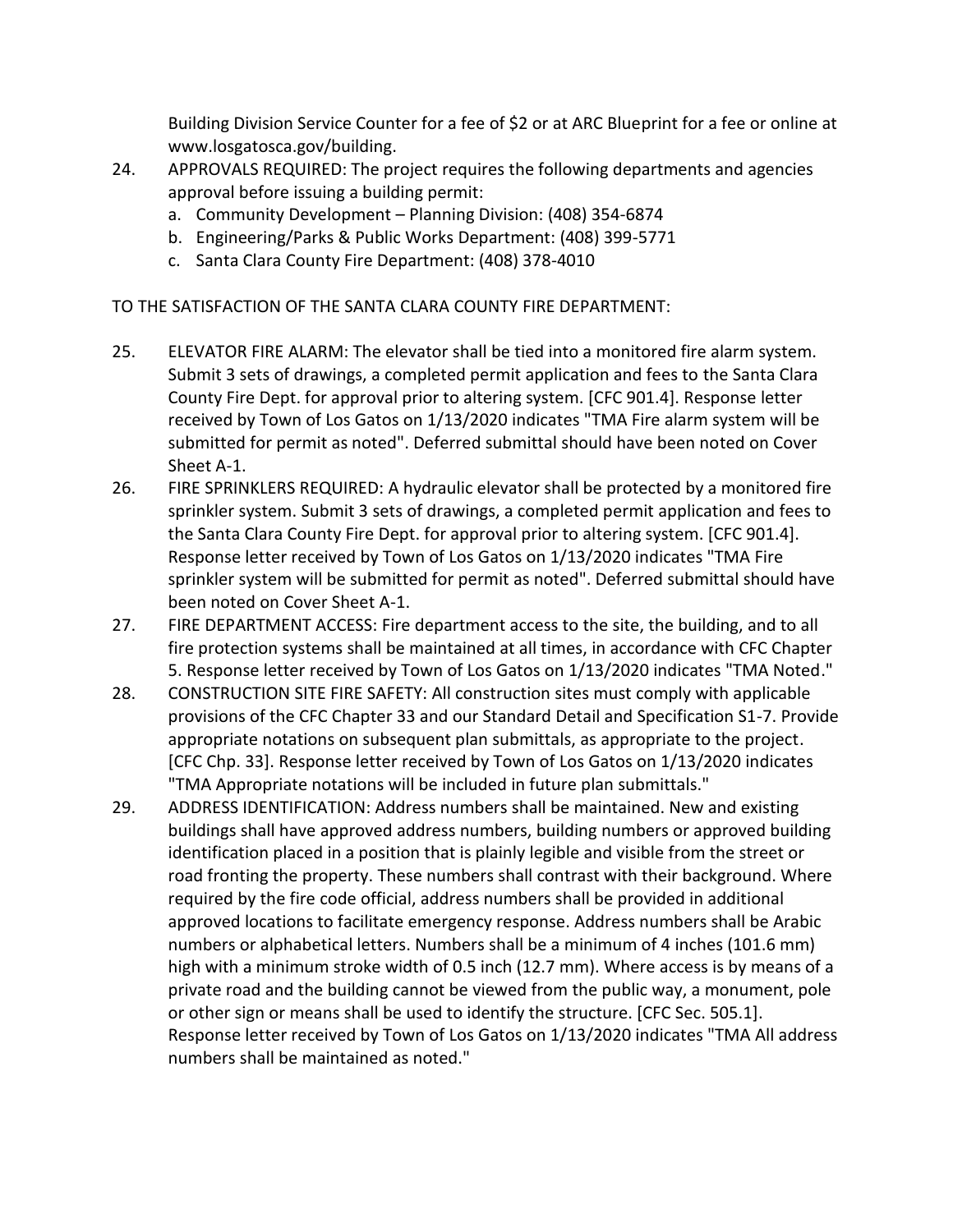Building Division Service Counter for a fee of $2 or at ARC Blueprint for a fee or online at www.losgatosca.gov/building.

24. APPROVALS REQUIRED: The project requires the following departments and agencies approval before issuing a building permit:
    a. Community Development – Planning Division: (408) 354-6874
    b. Engineering/Parks & Public Works Department: (408) 399-5771
    c. Santa Clara County Fire Department: (408) 378-4010

TO THE SATISFACTION OF THE SANTA CLARA COUNTY FIRE DEPARTMENT:

25. ELEVATOR FIRE ALARM: The elevator shall be tied into a monitored fire alarm system. Submit 3 sets of drawings, a completed permit application and fees to the Santa Clara County Fire Dept. for approval prior to altering system. [CFC 901.4]. Response letter received by Town of Los Gatos on 1/13/2020 indicates "TMA Fire alarm system will be submitted for permit as noted". Deferred submittal should have been noted on Cover Sheet A-1.
26. FIRE SPRINKLERS REQUIRED: A hydraulic elevator shall be protected by a monitored fire sprinkler system. Submit 3 sets of drawings, a completed permit application and fees to the Santa Clara County Fire Dept. for approval prior to altering system. [CFC 901.4]. Response letter received by Town of Los Gatos on 1/13/2020 indicates "TMA Fire sprinkler system will be submitted for permit as noted". Deferred submittal should have been noted on Cover Sheet A-1.
27. FIRE DEPARTMENT ACCESS: Fire department access to the site, the building, and to all fire protection systems shall be maintained at all times, in accordance with CFC Chapter 5. Response letter received by Town of Los Gatos on 1/13/2020 indicates "TMA Noted."
28. CONSTRUCTION SITE FIRE SAFETY: All construction sites must comply with applicable provisions of the CFC Chapter 33 and our Standard Detail and Specification S1-7. Provide appropriate notations on subsequent plan submittals, as appropriate to the project. [CFC Chp. 33]. Response letter received by Town of Los Gatos on 1/13/2020 indicates "TMA Appropriate notations will be included in future plan submittals."
29. ADDRESS IDENTIFICATION: Address numbers shall be maintained. New and existing buildings shall have approved address numbers, building numbers or approved building identification placed in a position that is plainly legible and visible from the street or road fronting the property. These numbers shall contrast with their background. Where required by the fire code official, address numbers shall be provided in additional approved locations to facilitate emergency response. Address numbers shall be Arabic numbers or alphabetical letters. Numbers shall be a minimum of 4 inches (101.6 mm) high with a minimum stroke width of 0.5 inch (12.7 mm). Where access is by means of a private road and the building cannot be viewed from the public way, a monument, pole or other sign or means shall be used to identify the structure. [CFC Sec. 505.1]. Response letter received by Town of Los Gatos on 1/13/2020 indicates "TMA All address numbers shall be maintained as noted."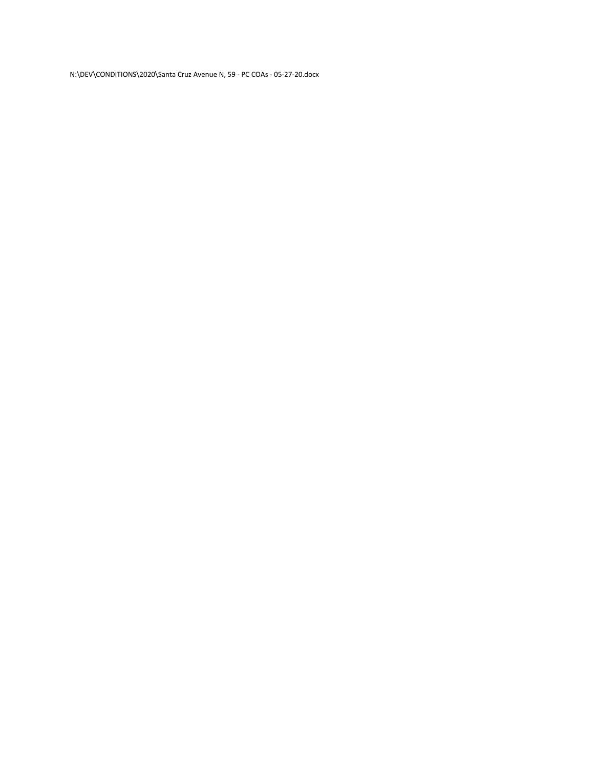N:\DEV\CONDITIONS\2020\Santa Cruz Avenue N, 59 - PC COAs - 05-27-20.docx